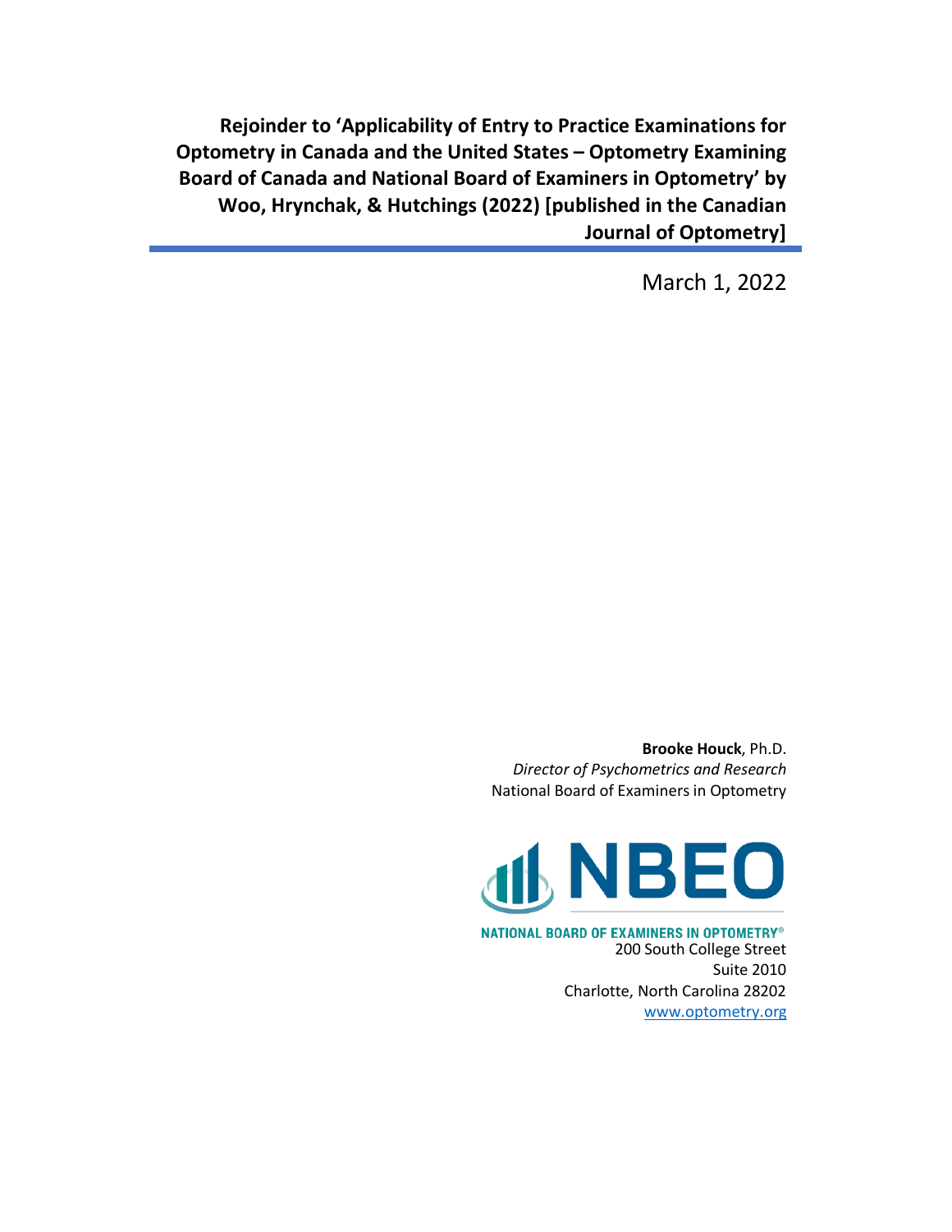# Rejoinder to 'Applicability of Entry to Practice Examinations for Optometry in Canada and the United States – Optometry Examining Board of Canada and National Board of Examiners in Optometry' by Woo, Hrynchak, & Hutchings (2022) [published in the Canadian Journal of Optometry]

March 1, 2022

**Brooke Houck**, Ph.D.
*Director of Psychometrics and Research*
National Board of Examiners in Optometry

NBEO
NATIONAL BOARD OF EXAMINERS IN OPTOMETRY®
200 South College Street
Suite 2010
Charlotte, North Carolina 28202
www.optometry.org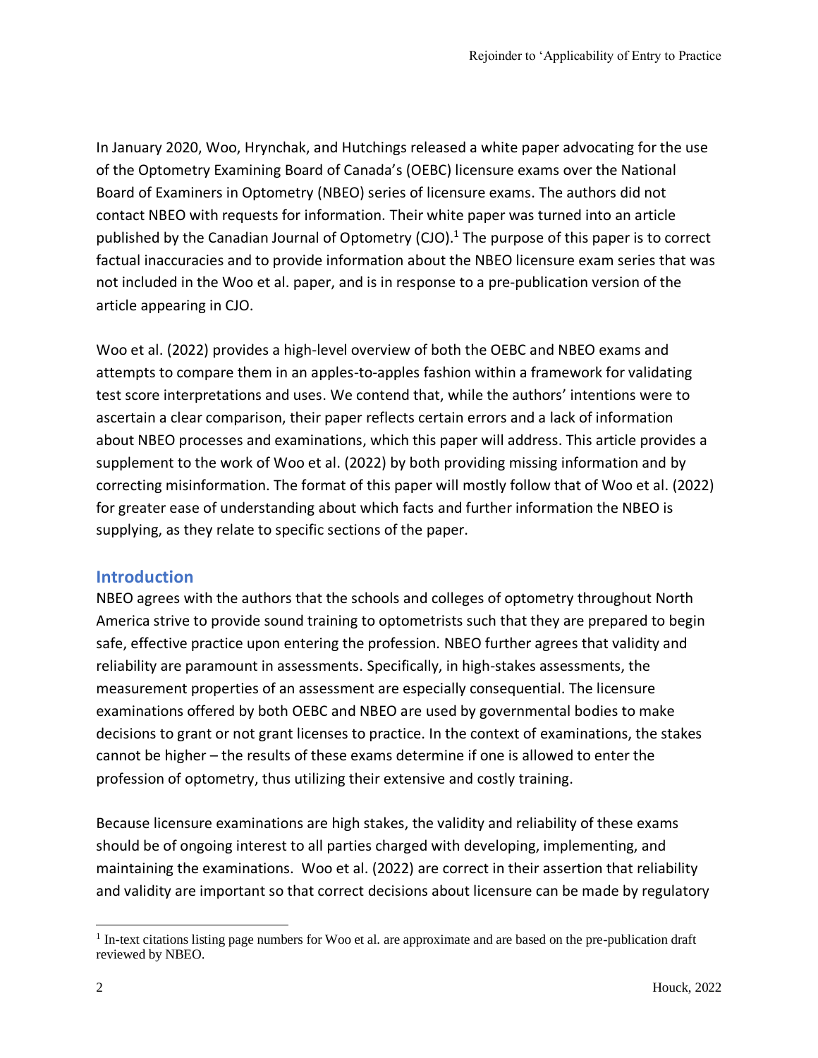In January 2020, Woo, Hrynchak, and Hutchings released a white paper advocating for the use of the Optometry Examining Board of Canada's (OEBC) licensure exams over the National Board of Examiners in Optometry (NBEO) series of licensure exams. The authors did not contact NBEO with requests for information. Their white paper was turned into an article published by the Canadian Journal of Optometry (CJO).[1] The purpose of this paper is to correct factual inaccuracies and to provide information about the NBEO licensure exam series that was not included in the Woo et al. paper, and is in response to a pre-publication version of the article appearing in CJO.

Woo et al. (2022) provides a high-level overview of both the OEBC and NBEO exams and attempts to compare them in an apples-to-apples fashion within a framework for validating test score interpretations and uses. We contend that, while the authors' intentions were to ascertain a clear comparison, their paper reflects certain errors and a lack of information about NBEO processes and examinations, which this paper will address. This article provides a supplement to the work of Woo et al. (2022) by both providing missing information and by correcting misinformation. The format of this paper will mostly follow that of Woo et al. (2022) for greater ease of understanding about which facts and further information the NBEO is supplying, as they relate to specific sections of the paper.

## Introduction

NBEO agrees with the authors that the schools and colleges of optometry throughout North America strive to provide sound training to optometrists such that they are prepared to begin safe, effective practice upon entering the profession. NBEO further agrees that validity and reliability are paramount in assessments. Specifically, in high-stakes assessments, the measurement properties of an assessment are especially consequential. The licensure examinations offered by both OEBC and NBEO are used by governmental bodies to make decisions to grant or not grant licenses to practice. In the context of examinations, the stakes cannot be higher – the results of these exams determine if one is allowed to enter the profession of optometry, thus utilizing their extensive and costly training.

Because licensure examinations are high stakes, the validity and reliability of these exams should be of ongoing interest to all parties charged with developing, implementing, and maintaining the examinations. Woo et al. (2022) are correct in their assertion that reliability and validity are important so that correct decisions about licensure can be made by regulatory

[1] In-text citations listing page numbers for Woo et al. are approximate and are based on the pre-publication draft reviewed by NBEO.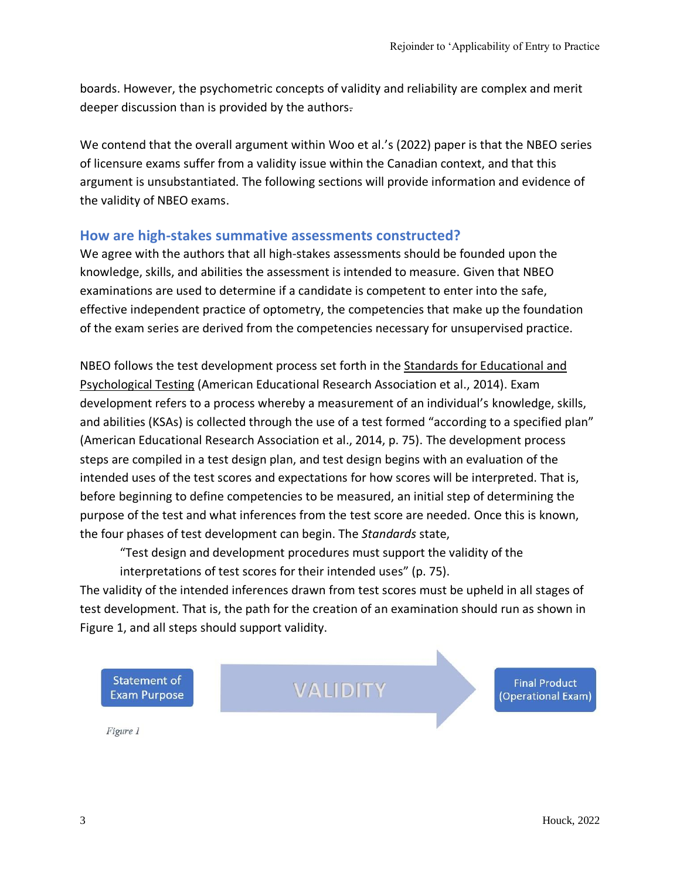boards. However, the psychometric concepts of validity and reliability are complex and merit deeper discussion than is provided by the authors.

We contend that the overall argument within Woo et al.'s (2022) paper is that the NBEO series of licensure exams suffer from a validity issue within the Canadian context, and that this argument is unsubstantiated. The following sections will provide information and evidence of the validity of NBEO exams.

## How are high-stakes summative assessments constructed?

We agree with the authors that all high-stakes assessments should be founded upon the knowledge, skills, and abilities the assessment is intended to measure. Given that NBEO examinations are used to determine if a candidate is competent to enter into the safe, effective independent practice of optometry, the competencies that make up the foundation of the exam series are derived from the competencies necessary for unsupervised practice.

NBEO follows the test development process set forth in the Standards for Educational and Psychological Testing (American Educational Research Association et al., 2014). Exam development refers to a process whereby a measurement of an individual's knowledge, skills, and abilities (KSAs) is collected through the use of a test formed "according to a specified plan" (American Educational Research Association et al., 2014, p. 75). The development process steps are compiled in a test design plan, and test design begins with an evaluation of the intended uses of the test scores and expectations for how scores will be interpreted. That is, before beginning to define competencies to be measured, an initial step of determining the purpose of the test and what inferences from the test score are needed. Once this is known, the four phases of test development can begin. The *Standards* state,

> "Test design and development procedures must support the validity of the interpretations of test scores for their intended uses" (p. 75).

The validity of the intended inferences drawn from test scores must be upheld in all stages of test development. That is, the path for the creation of an examination should run as shown in Figure 1, and all steps should support validity.

Statement of Exam Purpose → VALIDITY → Final Product (Operational Exam)

*Figure 1*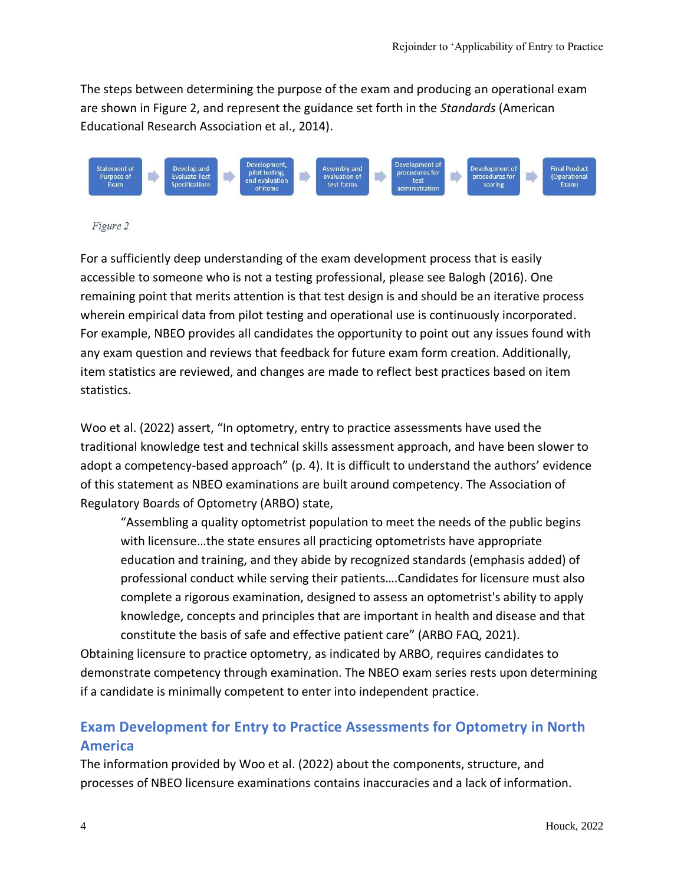The steps between determining the purpose of the exam and producing an operational exam are shown in Figure 2, and represent the guidance set forth in the *Standards* (American Educational Research Association et al., 2014).

Statement of Purpose of Exam → Develop and Evaluate Test Specifications → Development, pilot testing, and evaluation of items → Assembly and evaluation of test forms → Development of procedures for test administration → Development of procedures for scoring → Final Product (Operational Exam)

*Figure 2*

For a sufficiently deep understanding of the exam development process that is easily accessible to someone who is not a testing professional, please see Balogh (2016). One remaining point that merits attention is that test design is and should be an iterative process wherein empirical data from pilot testing and operational use is continuously incorporated. For example, NBEO provides all candidates the opportunity to point out any issues found with any exam question and reviews that feedback for future exam form creation. Additionally, item statistics are reviewed, and changes are made to reflect best practices based on item statistics.

Woo et al. (2022) assert, "In optometry, entry to practice assessments have used the traditional knowledge test and technical skills assessment approach, and have been slower to adopt a competency-based approach" (p. 4). It is difficult to understand the authors' evidence of this statement as NBEO examinations are built around competency. The Association of Regulatory Boards of Optometry (ARBO) state,

> "Assembling a quality optometrist population to meet the needs of the public begins with licensure…the state ensures all practicing optometrists have appropriate education and training, and they abide by recognized standards (emphasis added) of professional conduct while serving their patients….Candidates for licensure must also complete a rigorous examination, designed to assess an optometrist's ability to apply knowledge, concepts and principles that are important in health and disease and that constitute the basis of safe and effective patient care" (ARBO FAQ, 2021).

Obtaining licensure to practice optometry, as indicated by ARBO, requires candidates to demonstrate competency through examination. The NBEO exam series rests upon determining if a candidate is minimally competent to enter into independent practice.

## Exam Development for Entry to Practice Assessments for Optometry in North America

The information provided by Woo et al. (2022) about the components, structure, and processes of NBEO licensure examinations contains inaccuracies and a lack of information.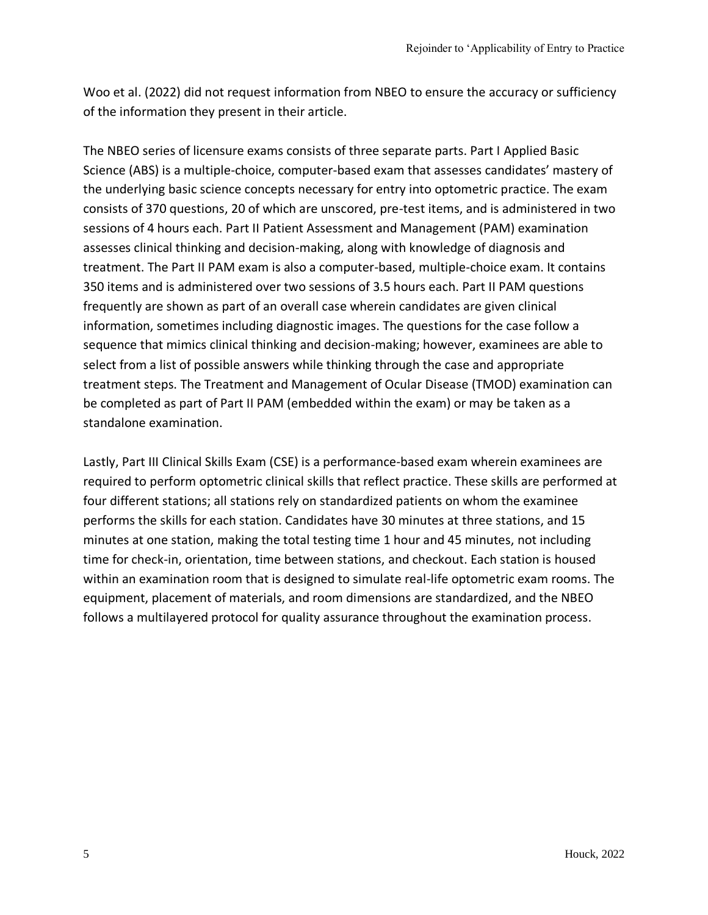Woo et al. (2022) did not request information from NBEO to ensure the accuracy or sufficiency of the information they present in their article.

The NBEO series of licensure exams consists of three separate parts. Part I Applied Basic Science (ABS) is a multiple-choice, computer-based exam that assesses candidates' mastery of the underlying basic science concepts necessary for entry into optometric practice. The exam consists of 370 questions, 20 of which are unscored, pre-test items, and is administered in two sessions of 4 hours each. Part II Patient Assessment and Management (PAM) examination assesses clinical thinking and decision-making, along with knowledge of diagnosis and treatment. The Part II PAM exam is also a computer-based, multiple-choice exam. It contains 350 items and is administered over two sessions of 3.5 hours each. Part II PAM questions frequently are shown as part of an overall case wherein candidates are given clinical information, sometimes including diagnostic images. The questions for the case follow a sequence that mimics clinical thinking and decision-making; however, examinees are able to select from a list of possible answers while thinking through the case and appropriate treatment steps. The Treatment and Management of Ocular Disease (TMOD) examination can be completed as part of Part II PAM (embedded within the exam) or may be taken as a standalone examination.

Lastly, Part III Clinical Skills Exam (CSE) is a performance-based exam wherein examinees are required to perform optometric clinical skills that reflect practice. These skills are performed at four different stations; all stations rely on standardized patients on whom the examinee performs the skills for each station. Candidates have 30 minutes at three stations, and 15 minutes at one station, making the total testing time 1 hour and 45 minutes, not including time for check-in, orientation, time between stations, and checkout. Each station is housed within an examination room that is designed to simulate real-life optometric exam rooms. The equipment, placement of materials, and room dimensions are standardized, and the NBEO follows a multilayered protocol for quality assurance throughout the examination process.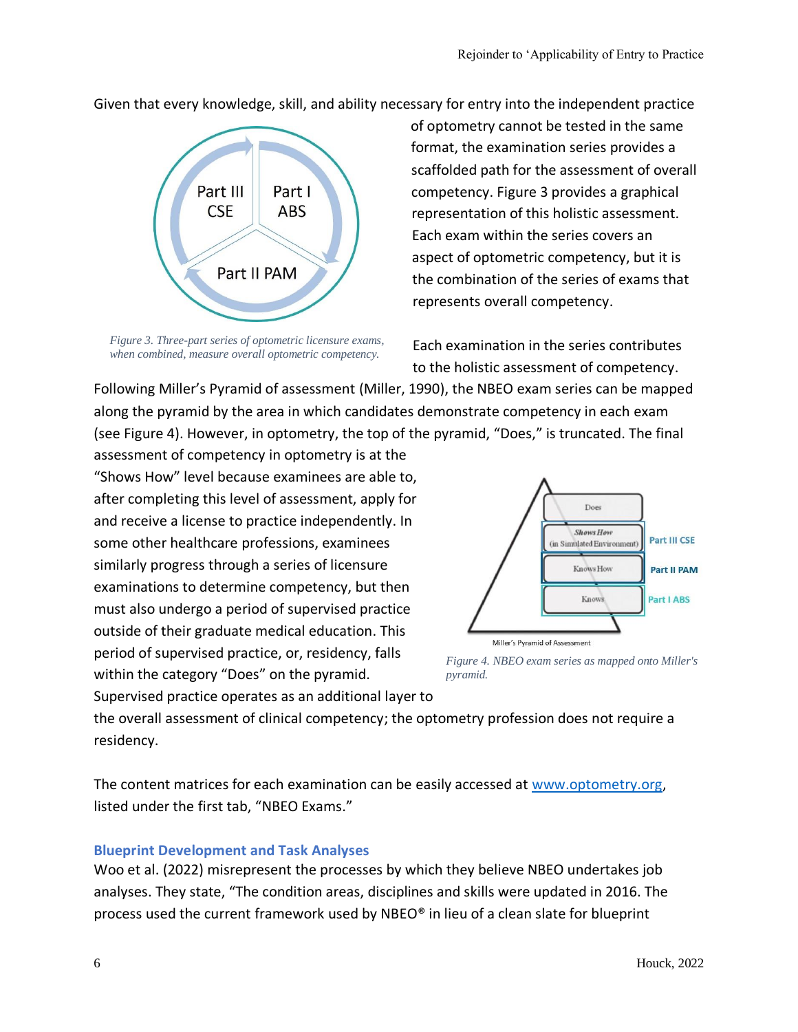Given that every knowledge, skill, and ability necessary for entry into the independent practice of optometry cannot be tested in the same format, the examination series provides a scaffolded path for the assessment of overall competency. Figure 3 provides a graphical representation of this holistic assessment. Each exam within the series covers an aspect of optometric competency, but it is the combination of the series of exams that represents overall competency.

*Figure 3. Three-part series of optometric licensure exams, when combined, measure overall optometric competency.*

Each examination in the series contributes to the holistic assessment of competency. Following Miller's Pyramid of assessment (Miller, 1990), the NBEO exam series can be mapped along the pyramid by the area in which candidates demonstrate competency in each exam (see Figure 4). However, in optometry, the top of the pyramid, "Does," is truncated. The final assessment of competency in optometry is at the "Shows How" level because examinees are able to, after completing this level of assessment, apply for and receive a license to practice independently. In some other healthcare professions, examinees similarly progress through a series of licensure examinations to determine competency, but then must also undergo a period of supervised practice outside of their graduate medical education. This period of supervised practice, or, residency, falls within the category "Does" on the pyramid. Supervised practice operates as an additional layer to the overall assessment of clinical competency; the optometry profession does not require a residency.

*Figure 4. NBEO exam series as mapped onto Miller's pyramid.*

The content matrices for each examination can be easily accessed at [www.optometry.org](http://www.optometry.org), listed under the first tab, "NBEO Exams."

### Blueprint Development and Task Analyses

Woo et al. (2022) misrepresent the processes by which they believe NBEO undertakes job analyses. They state, "The condition areas, disciplines and skills were updated in 2016. The process used the current framework used by NBEO® in lieu of a clean slate for blueprint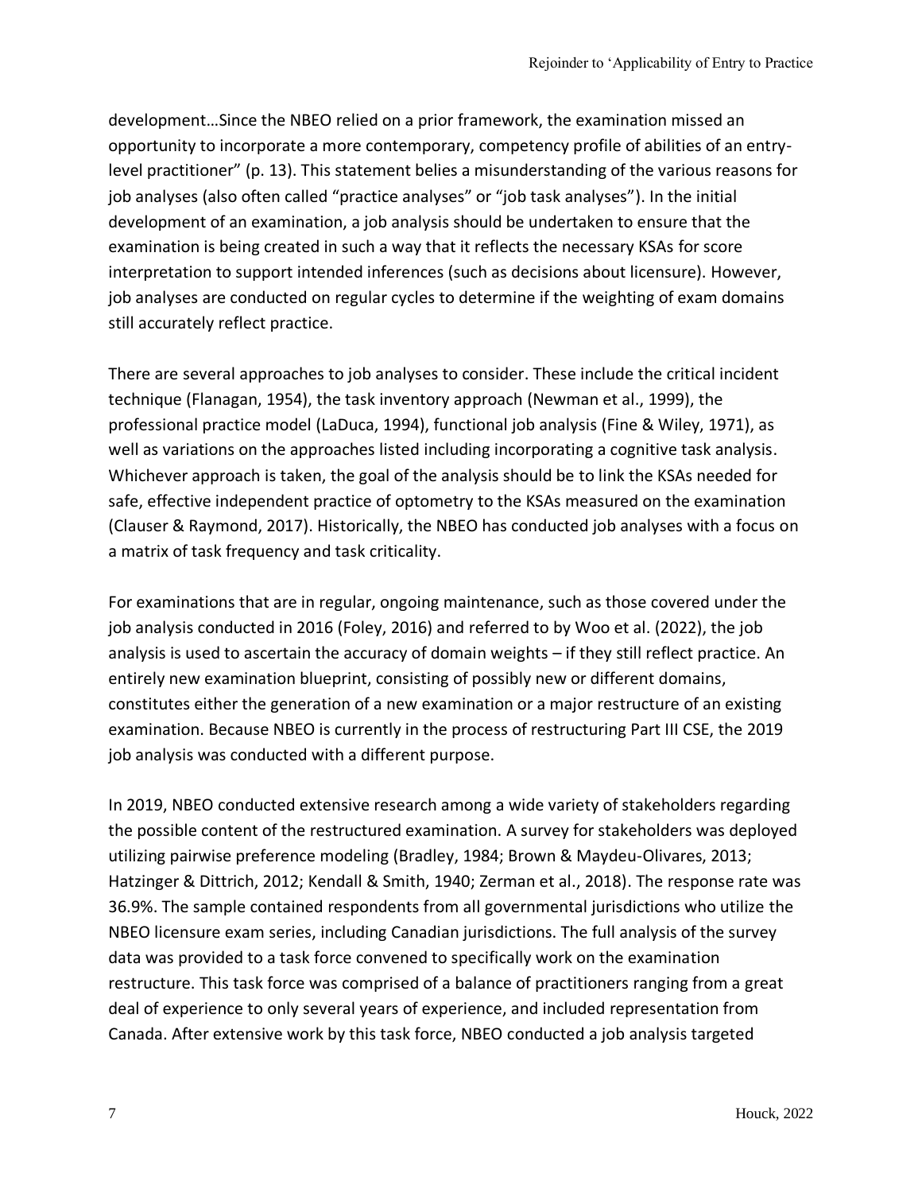development…Since the NBEO relied on a prior framework, the examination missed an opportunity to incorporate a more contemporary, competency profile of abilities of an entry-level practitioner" (p. 13). This statement belies a misunderstanding of the various reasons for job analyses (also often called "practice analyses" or "job task analyses"). In the initial development of an examination, a job analysis should be undertaken to ensure that the examination is being created in such a way that it reflects the necessary KSAs for score interpretation to support intended inferences (such as decisions about licensure). However, job analyses are conducted on regular cycles to determine if the weighting of exam domains still accurately reflect practice.

There are several approaches to job analyses to consider. These include the critical incident technique (Flanagan, 1954), the task inventory approach (Newman et al., 1999), the professional practice model (LaDuca, 1994), functional job analysis (Fine & Wiley, 1971), as well as variations on the approaches listed including incorporating a cognitive task analysis. Whichever approach is taken, the goal of the analysis should be to link the KSAs needed for safe, effective independent practice of optometry to the KSAs measured on the examination (Clauser & Raymond, 2017). Historically, the NBEO has conducted job analyses with a focus on a matrix of task frequency and task criticality.

For examinations that are in regular, ongoing maintenance, such as those covered under the job analysis conducted in 2016 (Foley, 2016) and referred to by Woo et al. (2022), the job analysis is used to ascertain the accuracy of domain weights – if they still reflect practice. An entirely new examination blueprint, consisting of possibly new or different domains, constitutes either the generation of a new examination or a major restructure of an existing examination. Because NBEO is currently in the process of restructuring Part III CSE, the 2019 job analysis was conducted with a different purpose.

In 2019, NBEO conducted extensive research among a wide variety of stakeholders regarding the possible content of the restructured examination. A survey for stakeholders was deployed utilizing pairwise preference modeling (Bradley, 1984; Brown & Maydeu-Olivares, 2013; Hatzinger & Dittrich, 2012; Kendall & Smith, 1940; Zerman et al., 2018). The response rate was 36.9%. The sample contained respondents from all governmental jurisdictions who utilize the NBEO licensure exam series, including Canadian jurisdictions. The full analysis of the survey data was provided to a task force convened to specifically work on the examination restructure. This task force was comprised of a balance of practitioners ranging from a great deal of experience to only several years of experience, and included representation from Canada. After extensive work by this task force, NBEO conducted a job analysis targeted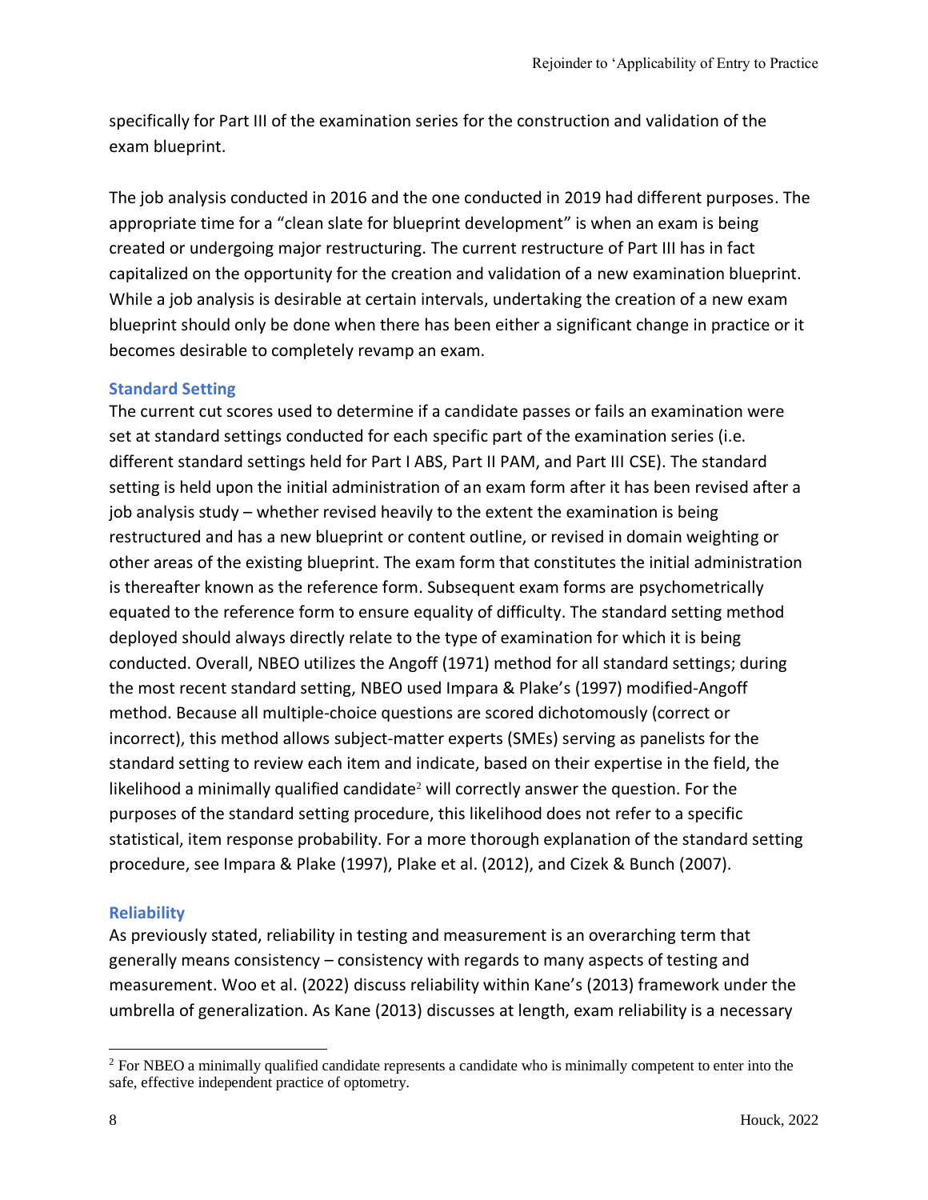specifically for Part III of the examination series for the construction and validation of the exam blueprint.

The job analysis conducted in 2016 and the one conducted in 2019 had different purposes. The appropriate time for a "clean slate for blueprint development" is when an exam is being created or undergoing major restructuring. The current restructure of Part III has in fact capitalized on the opportunity for the creation and validation of a new examination blueprint. While a job analysis is desirable at certain intervals, undertaking the creation of a new exam blueprint should only be done when there has been either a significant change in practice or it becomes desirable to completely revamp an exam.

### Standard Setting

The current cut scores used to determine if a candidate passes or fails an examination were set at standard settings conducted for each specific part of the examination series (i.e. different standard settings held for Part I ABS, Part II PAM, and Part III CSE). The standard setting is held upon the initial administration of an exam form after it has been revised after a job analysis study – whether revised heavily to the extent the examination is being restructured and has a new blueprint or content outline, or revised in domain weighting or other areas of the existing blueprint. The exam form that constitutes the initial administration is thereafter known as the reference form. Subsequent exam forms are psychometrically equated to the reference form to ensure equality of difficulty. The standard setting method deployed should always directly relate to the type of examination for which it is being conducted. Overall, NBEO utilizes the Angoff (1971) method for all standard settings; during the most recent standard setting, NBEO used Impara & Plake's (1997) modified-Angoff method. Because all multiple-choice questions are scored dichotomously (correct or incorrect), this method allows subject-matter experts (SMEs) serving as panelists for the standard setting to review each item and indicate, based on their expertise in the field, the likelihood a minimally qualified candidate[2] will correctly answer the question. For the purposes of the standard setting procedure, this likelihood does not refer to a specific statistical, item response probability. For a more thorough explanation of the standard setting procedure, see Impara & Plake (1997), Plake et al. (2012), and Cizek & Bunch (2007).

### Reliability

As previously stated, reliability in testing and measurement is an overarching term that generally means consistency – consistency with regards to many aspects of testing and measurement. Woo et al. (2022) discuss reliability within Kane's (2013) framework under the umbrella of generalization. As Kane (2013) discusses at length, exam reliability is a necessary

[2] For NBEO a minimally qualified candidate represents a candidate who is minimally competent to enter into the safe, effective independent practice of optometry.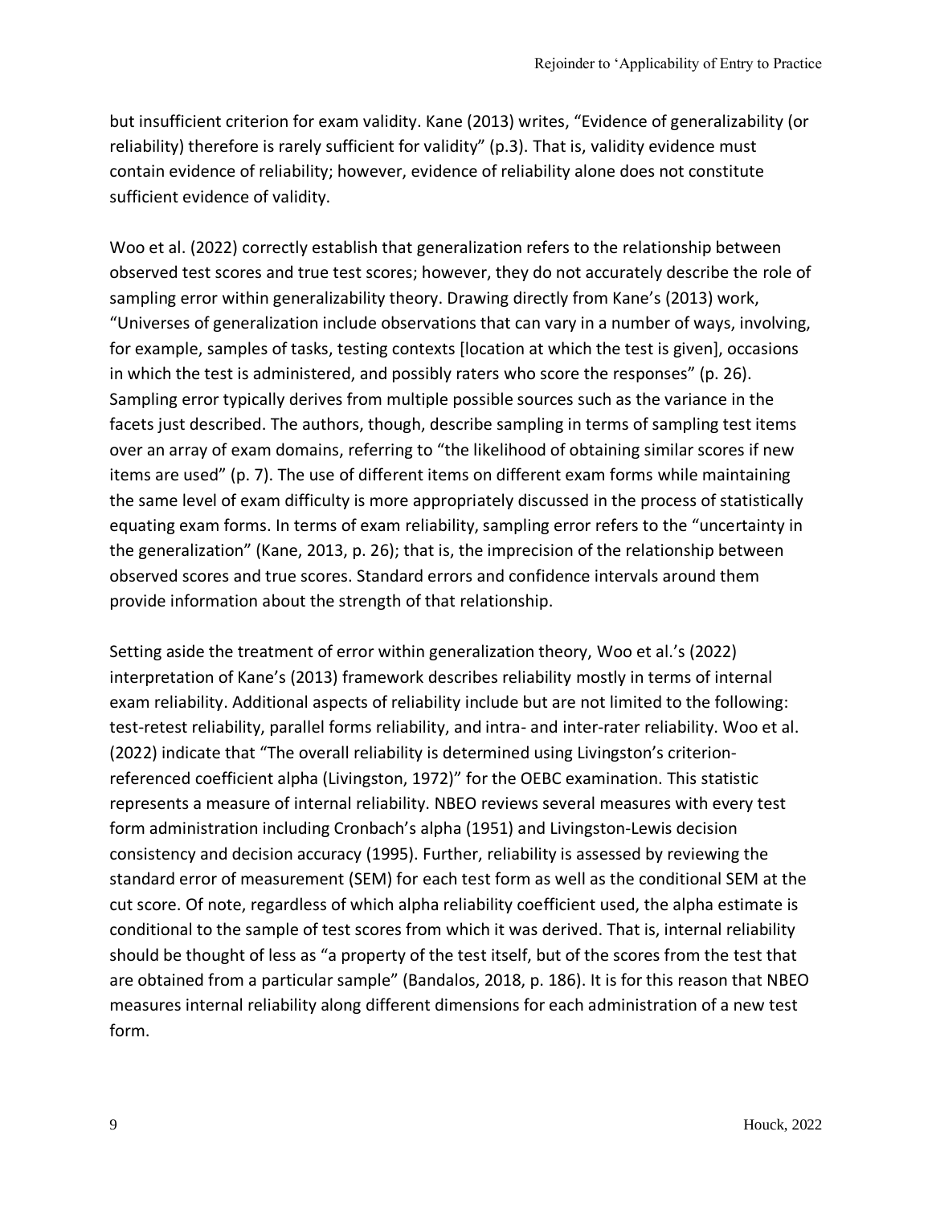but insufficient criterion for exam validity. Kane (2013) writes, "Evidence of generalizability (or reliability) therefore is rarely sufficient for validity" (p.3). That is, validity evidence must contain evidence of reliability; however, evidence of reliability alone does not constitute sufficient evidence of validity.

Woo et al. (2022) correctly establish that generalization refers to the relationship between observed test scores and true test scores; however, they do not accurately describe the role of sampling error within generalizability theory. Drawing directly from Kane's (2013) work, "Universes of generalization include observations that can vary in a number of ways, involving, for example, samples of tasks, testing contexts [location at which the test is given], occasions in which the test is administered, and possibly raters who score the responses" (p. 26). Sampling error typically derives from multiple possible sources such as the variance in the facets just described. The authors, though, describe sampling in terms of sampling test items over an array of exam domains, referring to "the likelihood of obtaining similar scores if new items are used" (p. 7). The use of different items on different exam forms while maintaining the same level of exam difficulty is more appropriately discussed in the process of statistically equating exam forms. In terms of exam reliability, sampling error refers to the "uncertainty in the generalization" (Kane, 2013, p. 26); that is, the imprecision of the relationship between observed scores and true scores. Standard errors and confidence intervals around them provide information about the strength of that relationship.

Setting aside the treatment of error within generalization theory, Woo et al.'s (2022) interpretation of Kane's (2013) framework describes reliability mostly in terms of internal exam reliability. Additional aspects of reliability include but are not limited to the following: test-retest reliability, parallel forms reliability, and intra- and inter-rater reliability. Woo et al. (2022) indicate that "The overall reliability is determined using Livingston's criterion-referenced coefficient alpha (Livingston, 1972)" for the OEBC examination. This statistic represents a measure of internal reliability. NBEO reviews several measures with every test form administration including Cronbach's alpha (1951) and Livingston-Lewis decision consistency and decision accuracy (1995). Further, reliability is assessed by reviewing the standard error of measurement (SEM) for each test form as well as the conditional SEM at the cut score. Of note, regardless of which alpha reliability coefficient used, the alpha estimate is conditional to the sample of test scores from which it was derived. That is, internal reliability should be thought of less as "a property of the test itself, but of the scores from the test that are obtained from a particular sample" (Bandalos, 2018, p. 186). It is for this reason that NBEO measures internal reliability along different dimensions for each administration of a new test form.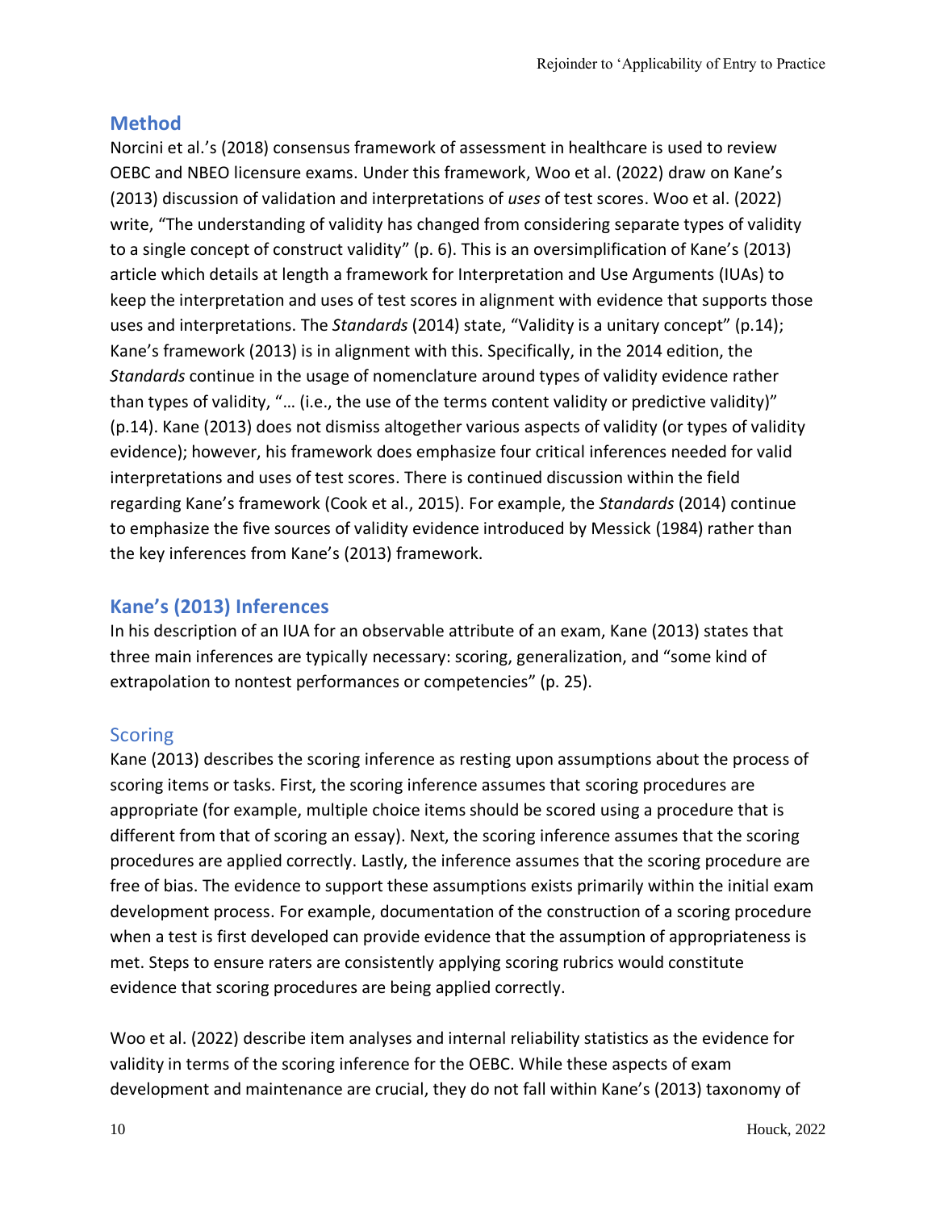## Method

Norcini et al.'s (2018) consensus framework of assessment in healthcare is used to review OEBC and NBEO licensure exams. Under this framework, Woo et al. (2022) draw on Kane's (2013) discussion of validation and interpretations of *uses* of test scores. Woo et al. (2022) write, "The understanding of validity has changed from considering separate types of validity to a single concept of construct validity" (p. 6). This is an oversimplification of Kane's (2013) article which details at length a framework for Interpretation and Use Arguments (IUAs) to keep the interpretation and uses of test scores in alignment with evidence that supports those uses and interpretations. The *Standards* (2014) state, "Validity is a unitary concept" (p.14); Kane's framework (2013) is in alignment with this. Specifically, in the 2014 edition, the *Standards* continue in the usage of nomenclature around types of validity evidence rather than types of validity, "… (i.e., the use of the terms content validity or predictive validity)" (p.14). Kane (2013) does not dismiss altogether various aspects of validity (or types of validity evidence); however, his framework does emphasize four critical inferences needed for valid interpretations and uses of test scores. There is continued discussion within the field regarding Kane's framework (Cook et al., 2015). For example, the *Standards* (2014) continue to emphasize the five sources of validity evidence introduced by Messick (1984) rather than the key inferences from Kane's (2013) framework.

## Kane's (2013) Inferences

In his description of an IUA for an observable attribute of an exam, Kane (2013) states that three main inferences are typically necessary: scoring, generalization, and "some kind of extrapolation to nontest performances or competencies" (p. 25).

### Scoring

Kane (2013) describes the scoring inference as resting upon assumptions about the process of scoring items or tasks. First, the scoring inference assumes that scoring procedures are appropriate (for example, multiple choice items should be scored using a procedure that is different from that of scoring an essay). Next, the scoring inference assumes that the scoring procedures are applied correctly. Lastly, the inference assumes that the scoring procedure are free of bias. The evidence to support these assumptions exists primarily within the initial exam development process. For example, documentation of the construction of a scoring procedure when a test is first developed can provide evidence that the assumption of appropriateness is met. Steps to ensure raters are consistently applying scoring rubrics would constitute evidence that scoring procedures are being applied correctly.

Woo et al. (2022) describe item analyses and internal reliability statistics as the evidence for validity in terms of the scoring inference for the OEBC. While these aspects of exam development and maintenance are crucial, they do not fall within Kane's (2013) taxonomy of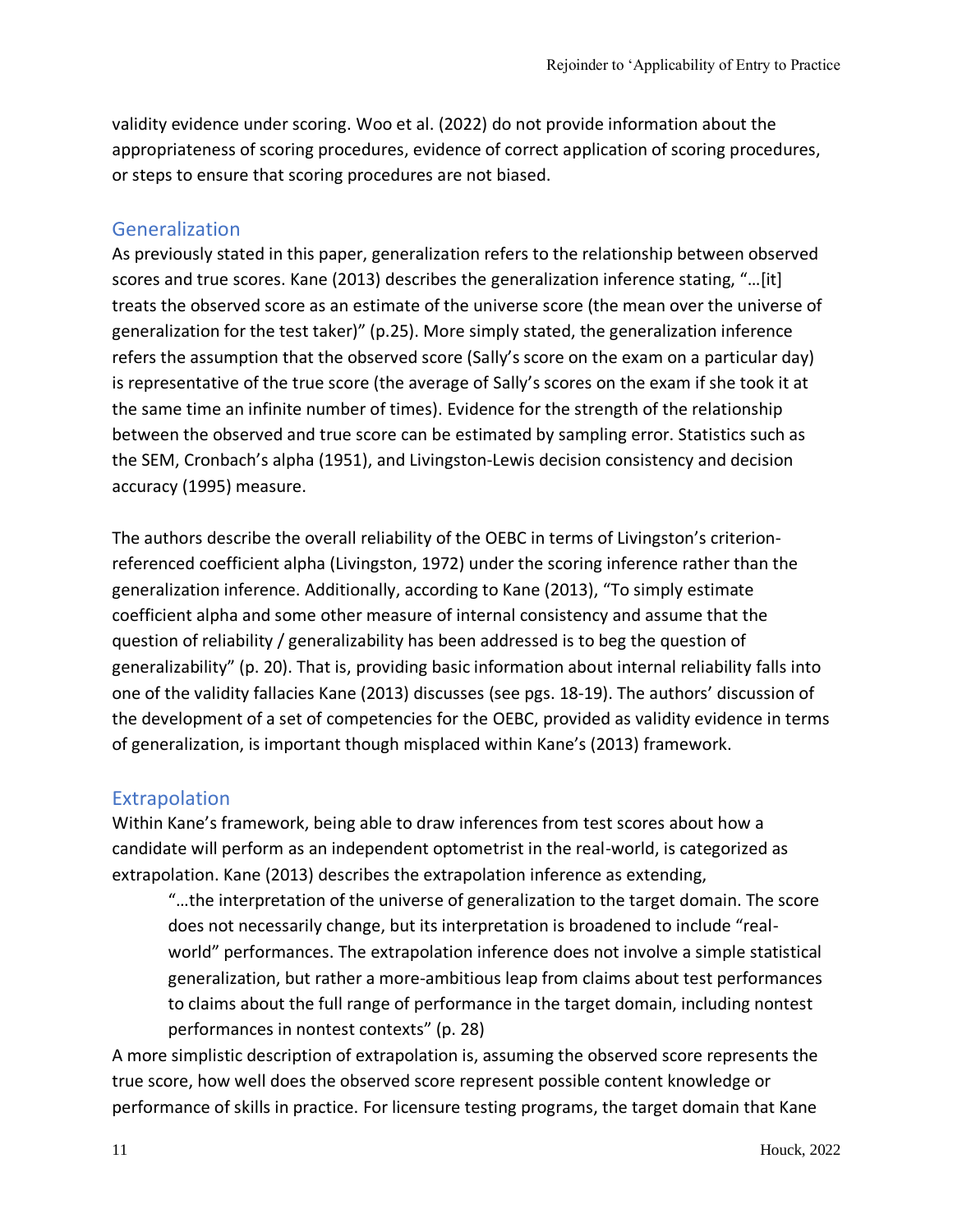validity evidence under scoring. Woo et al. (2022) do not provide information about the appropriateness of scoring procedures, evidence of correct application of scoring procedures, or steps to ensure that scoring procedures are not biased.

## Generalization

As previously stated in this paper, generalization refers to the relationship between observed scores and true scores. Kane (2013) describes the generalization inference stating, "…[it] treats the observed score as an estimate of the universe score (the mean over the universe of generalization for the test taker)" (p.25). More simply stated, the generalization inference refers the assumption that the observed score (Sally's score on the exam on a particular day) is representative of the true score (the average of Sally's scores on the exam if she took it at the same time an infinite number of times). Evidence for the strength of the relationship between the observed and true score can be estimated by sampling error. Statistics such as the SEM, Cronbach's alpha (1951), and Livingston-Lewis decision consistency and decision accuracy (1995) measure.

The authors describe the overall reliability of the OEBC in terms of Livingston's criterion-referenced coefficient alpha (Livingston, 1972) under the scoring inference rather than the generalization inference. Additionally, according to Kane (2013), "To simply estimate coefficient alpha and some other measure of internal consistency and assume that the question of reliability / generalizability has been addressed is to beg the question of generalizability" (p. 20). That is, providing basic information about internal reliability falls into one of the validity fallacies Kane (2013) discusses (see pgs. 18-19). The authors' discussion of the development of a set of competencies for the OEBC, provided as validity evidence in terms of generalization, is important though misplaced within Kane's (2013) framework.

## Extrapolation

Within Kane's framework, being able to draw inferences from test scores about how a candidate will perform as an independent optometrist in the real-world, is categorized as extrapolation. Kane (2013) describes the extrapolation inference as extending,

> "…the interpretation of the universe of generalization to the target domain. The score does not necessarily change, but its interpretation is broadened to include "real-world" performances. The extrapolation inference does not involve a simple statistical generalization, but rather a more-ambitious leap from claims about test performances to claims about the full range of performance in the target domain, including nontest performances in nontest contexts" (p. 28)

A more simplistic description of extrapolation is, assuming the observed score represents the true score, how well does the observed score represent possible content knowledge or performance of skills in practice. For licensure testing programs, the target domain that Kane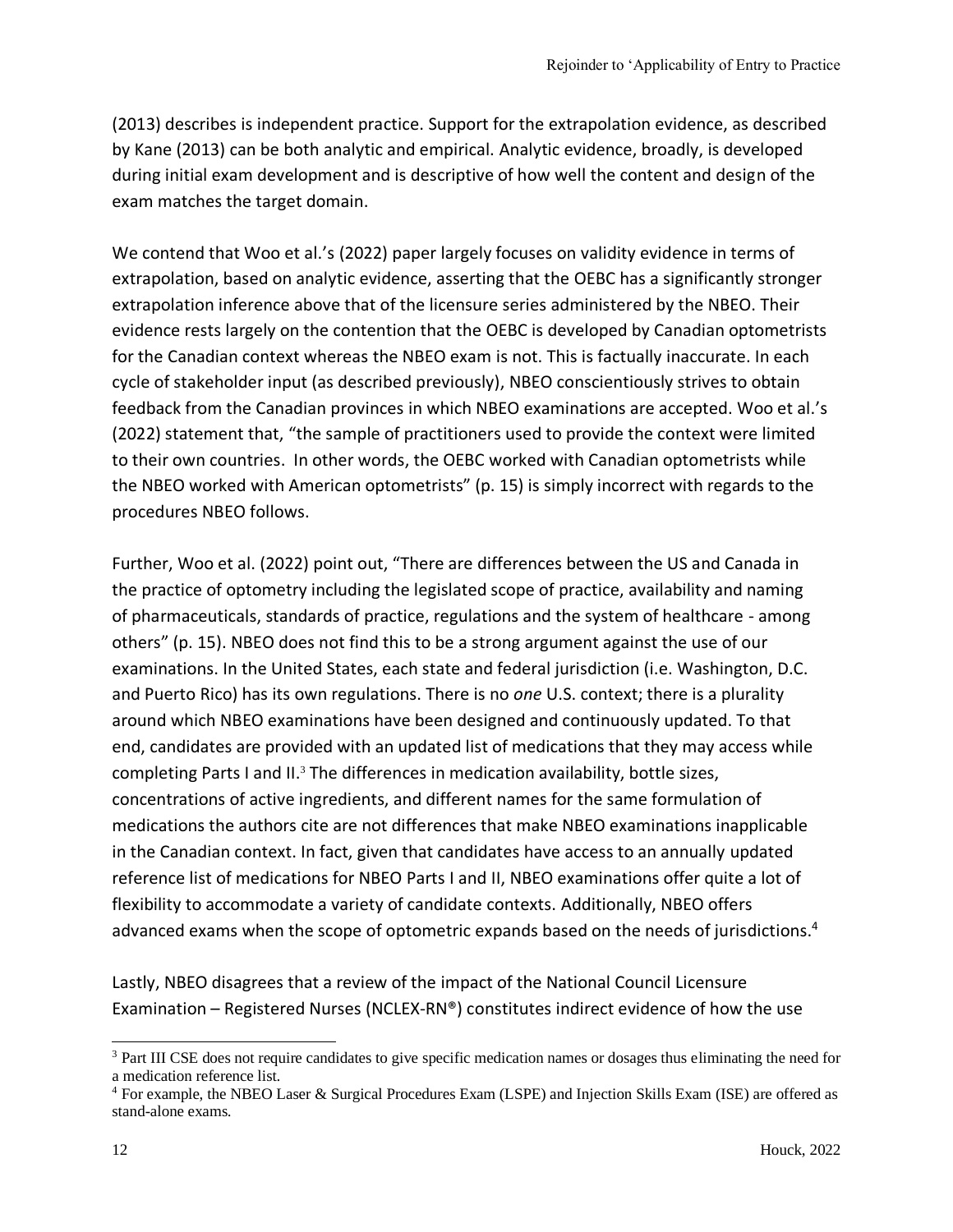(2013) describes is independent practice. Support for the extrapolation evidence, as described by Kane (2013) can be both analytic and empirical. Analytic evidence, broadly, is developed during initial exam development and is descriptive of how well the content and design of the exam matches the target domain.

We contend that Woo et al.'s (2022) paper largely focuses on validity evidence in terms of extrapolation, based on analytic evidence, asserting that the OEBC has a significantly stronger extrapolation inference above that of the licensure series administered by the NBEO. Their evidence rests largely on the contention that the OEBC is developed by Canadian optometrists for the Canadian context whereas the NBEO exam is not. This is factually inaccurate. In each cycle of stakeholder input (as described previously), NBEO conscientiously strives to obtain feedback from the Canadian provinces in which NBEO examinations are accepted. Woo et al.'s (2022) statement that, "the sample of practitioners used to provide the context were limited to their own countries. In other words, the OEBC worked with Canadian optometrists while the NBEO worked with American optometrists" (p. 15) is simply incorrect with regards to the procedures NBEO follows.

Further, Woo et al. (2022) point out, "There are differences between the US and Canada in the practice of optometry including the legislated scope of practice, availability and naming of pharmaceuticals, standards of practice, regulations and the system of healthcare - among others" (p. 15). NBEO does not find this to be a strong argument against the use of our examinations. In the United States, each state and federal jurisdiction (i.e. Washington, D.C. and Puerto Rico) has its own regulations. There is no *one* U.S. context; there is a plurality around which NBEO examinations have been designed and continuously updated. To that end, candidates are provided with an updated list of medications that they may access while completing Parts I and II.[3] The differences in medication availability, bottle sizes, concentrations of active ingredients, and different names for the same formulation of medications the authors cite are not differences that make NBEO examinations inapplicable in the Canadian context. In fact, given that candidates have access to an annually updated reference list of medications for NBEO Parts I and II, NBEO examinations offer quite a lot of flexibility to accommodate a variety of candidate contexts. Additionally, NBEO offers advanced exams when the scope of optometric expands based on the needs of jurisdictions.[4]

Lastly, NBEO disagrees that a review of the impact of the National Council Licensure Examination – Registered Nurses (NCLEX-RN®) constitutes indirect evidence of how the use

---

[3] Part III CSE does not require candidates to give specific medication names or dosages thus eliminating the need for a medication reference list.

[4] For example, the NBEO Laser & Surgical Procedures Exam (LSPE) and Injection Skills Exam (ISE) are offered as stand-alone exams.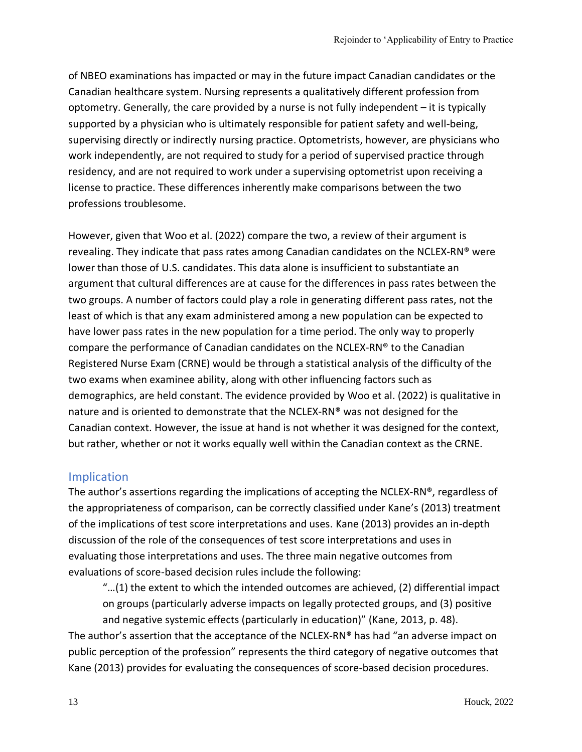of NBEO examinations has impacted or may in the future impact Canadian candidates or the Canadian healthcare system. Nursing represents a qualitatively different profession from optometry. Generally, the care provided by a nurse is not fully independent – it is typically supported by a physician who is ultimately responsible for patient safety and well-being, supervising directly or indirectly nursing practice. Optometrists, however, are physicians who work independently, are not required to study for a period of supervised practice through residency, and are not required to work under a supervising optometrist upon receiving a license to practice. These differences inherently make comparisons between the two professions troublesome.

However, given that Woo et al. (2022) compare the two, a review of their argument is revealing. They indicate that pass rates among Canadian candidates on the NCLEX-RN® were lower than those of U.S. candidates. This data alone is insufficient to substantiate an argument that cultural differences are at cause for the differences in pass rates between the two groups. A number of factors could play a role in generating different pass rates, not the least of which is that any exam administered among a new population can be expected to have lower pass rates in the new population for a time period. The only way to properly compare the performance of Canadian candidates on the NCLEX-RN® to the Canadian Registered Nurse Exam (CRNE) would be through a statistical analysis of the difficulty of the two exams when examinee ability, along with other influencing factors such as demographics, are held constant. The evidence provided by Woo et al. (2022) is qualitative in nature and is oriented to demonstrate that the NCLEX-RN® was not designed for the Canadian context. However, the issue at hand is not whether it was designed for the context, but rather, whether or not it works equally well within the Canadian context as the CRNE.

## Implication

The author's assertions regarding the implications of accepting the NCLEX-RN®, regardless of the appropriateness of comparison, can be correctly classified under Kane's (2013) treatment of the implications of test score interpretations and uses. Kane (2013) provides an in-depth discussion of the role of the consequences of test score interpretations and uses in evaluating those interpretations and uses. The three main negative outcomes from evaluations of score-based decision rules include the following:

> "…(1) the extent to which the intended outcomes are achieved, (2) differential impact on groups (particularly adverse impacts on legally protected groups, and (3) positive and negative systemic effects (particularly in education)" (Kane, 2013, p. 48).

The author's assertion that the acceptance of the NCLEX-RN® has had "an adverse impact on public perception of the profession" represents the third category of negative outcomes that Kane (2013) provides for evaluating the consequences of score-based decision procedures.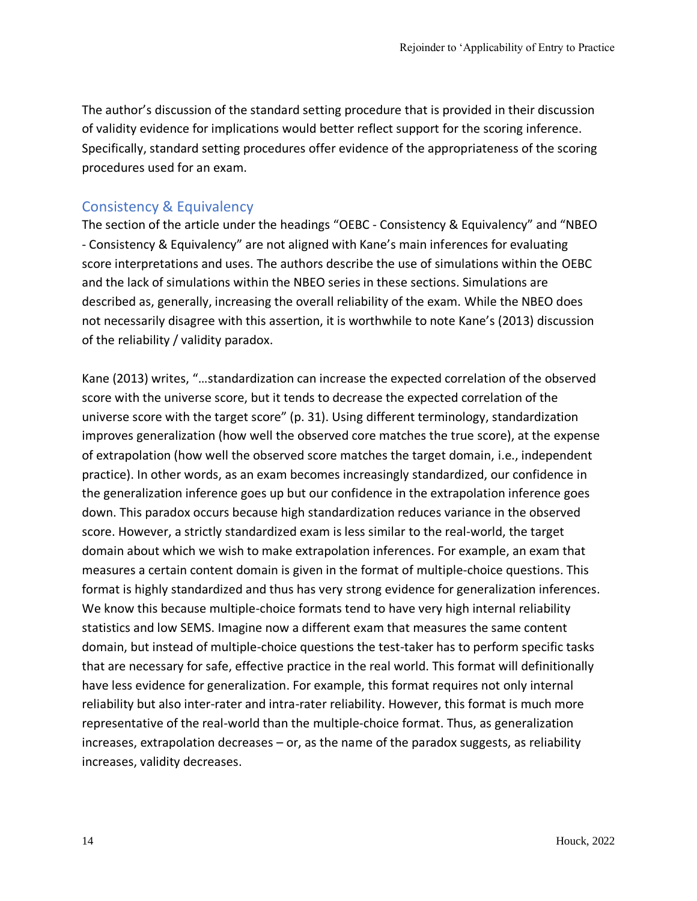The author's discussion of the standard setting procedure that is provided in their discussion of validity evidence for implications would better reflect support for the scoring inference. Specifically, standard setting procedures offer evidence of the appropriateness of the scoring procedures used for an exam.

## Consistency & Equivalency

The section of the article under the headings "OEBC - Consistency & Equivalency" and "NBEO - Consistency & Equivalency" are not aligned with Kane's main inferences for evaluating score interpretations and uses. The authors describe the use of simulations within the OEBC and the lack of simulations within the NBEO series in these sections. Simulations are described as, generally, increasing the overall reliability of the exam. While the NBEO does not necessarily disagree with this assertion, it is worthwhile to note Kane's (2013) discussion of the reliability / validity paradox.

Kane (2013) writes, "…standardization can increase the expected correlation of the observed score with the universe score, but it tends to decrease the expected correlation of the universe score with the target score" (p. 31). Using different terminology, standardization improves generalization (how well the observed core matches the true score), at the expense of extrapolation (how well the observed score matches the target domain, i.e., independent practice). In other words, as an exam becomes increasingly standardized, our confidence in the generalization inference goes up but our confidence in the extrapolation inference goes down. This paradox occurs because high standardization reduces variance in the observed score. However, a strictly standardized exam is less similar to the real-world, the target domain about which we wish to make extrapolation inferences. For example, an exam that measures a certain content domain is given in the format of multiple-choice questions. This format is highly standardized and thus has very strong evidence for generalization inferences. We know this because multiple-choice formats tend to have very high internal reliability statistics and low SEMS. Imagine now a different exam that measures the same content domain, but instead of multiple-choice questions the test-taker has to perform specific tasks that are necessary for safe, effective practice in the real world. This format will definitionally have less evidence for generalization. For example, this format requires not only internal reliability but also inter-rater and intra-rater reliability. However, this format is much more representative of the real-world than the multiple-choice format. Thus, as generalization increases, extrapolation decreases – or, as the name of the paradox suggests, as reliability increases, validity decreases.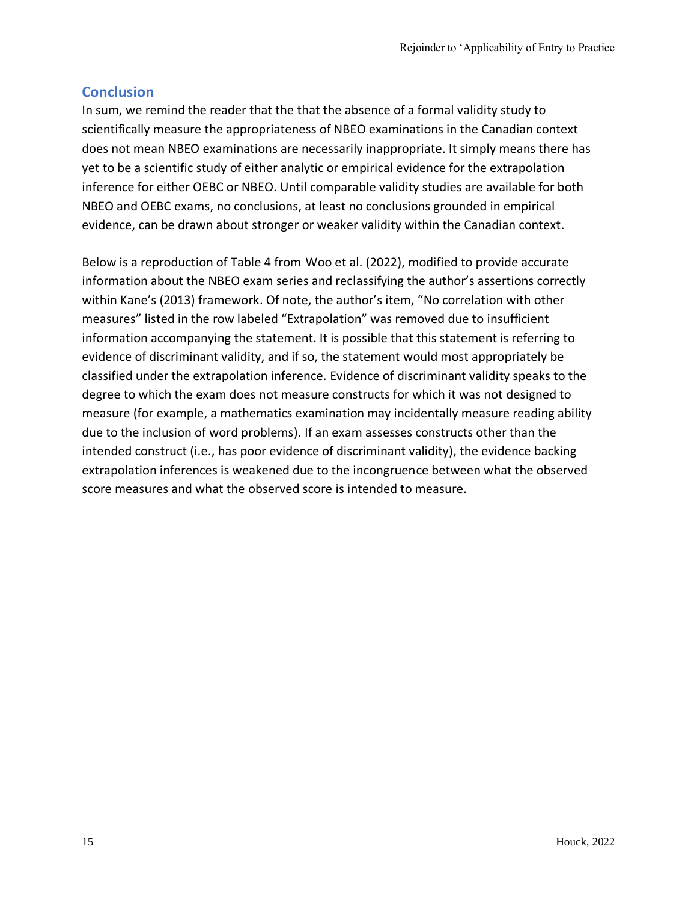## Conclusion

In sum, we remind the reader that the that the absence of a formal validity study to scientifically measure the appropriateness of NBEO examinations in the Canadian context does not mean NBEO examinations are necessarily inappropriate. It simply means there has yet to be a scientific study of either analytic or empirical evidence for the extrapolation inference for either OEBC or NBEO. Until comparable validity studies are available for both NBEO and OEBC exams, no conclusions, at least no conclusions grounded in empirical evidence, can be drawn about stronger or weaker validity within the Canadian context.

Below is a reproduction of Table 4 from Woo et al. (2022), modified to provide accurate information about the NBEO exam series and reclassifying the author's assertions correctly within Kane's (2013) framework. Of note, the author's item, "No correlation with other measures" listed in the row labeled "Extrapolation" was removed due to insufficient information accompanying the statement. It is possible that this statement is referring to evidence of discriminant validity, and if so, the statement would most appropriately be classified under the extrapolation inference. Evidence of discriminant validity speaks to the degree to which the exam does not measure constructs for which it was not designed to measure (for example, a mathematics examination may incidentally measure reading ability due to the inclusion of word problems). If an exam assesses constructs other than the intended construct (i.e., has poor evidence of discriminant validity), the evidence backing extrapolation inferences is weakened due to the incongruence between what the observed score measures and what the observed score is intended to measure.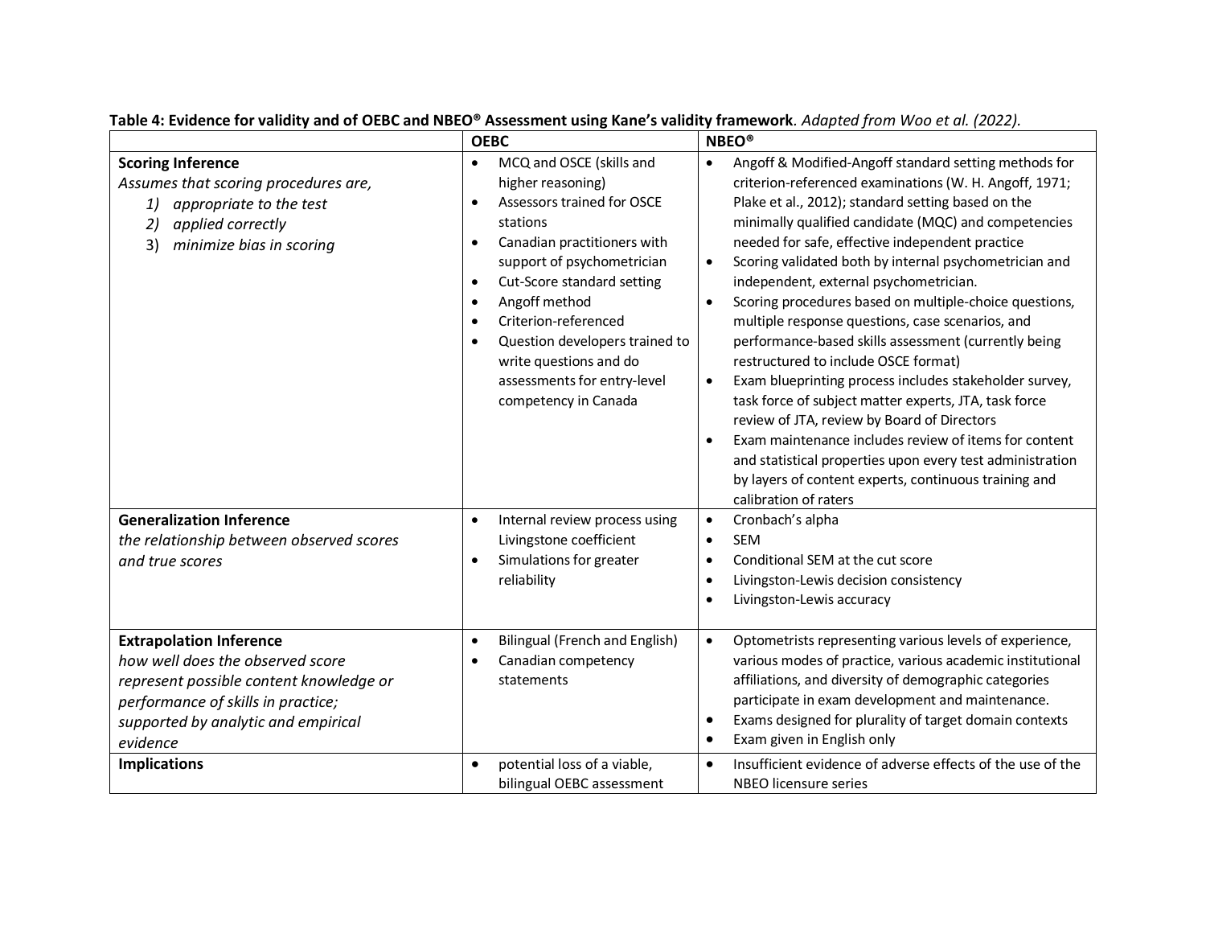**Table 4: Evidence for validity and of OEBC and NBEO® Assessment using Kane's validity framework**. *Adapted from Woo et al. (2022).*

| | OEBC | NBEO® |
|---|---|---|
| **Scoring Inference**<br>*Assumes that scoring procedures are,*<br>1) *appropriate to the test*<br>2) *applied correctly*<br>3) *minimize bias in scoring* | • MCQ and OSCE (skills and higher reasoning)<br>• Assessors trained for OSCE stations<br>• Canadian practitioners with support of psychometrician<br>• Cut-Score standard setting<br>• Angoff method<br>• Criterion-referenced<br>• Question developers trained to write questions and do assessments for entry-level competency in Canada | • Angoff & Modified-Angoff standard setting methods for criterion-referenced examinations (W. H. Angoff, 1971; Plake et al., 2012); standard setting based on the minimally qualified candidate (MQC) and competencies needed for safe, effective independent practice<br>• Scoring validated both by internal psychometrician and independent, external psychometrician.<br>• Scoring procedures based on multiple-choice questions, multiple response questions, case scenarios, and performance-based skills assessment (currently being restructured to include OSCE format)<br>• Exam blueprinting process includes stakeholder survey, task force of subject matter experts, JTA, task force review of JTA, review by Board of Directors<br>• Exam maintenance includes review of items for content and statistical properties upon every test administration by layers of content experts, continuous training and calibration of raters |
| **Generalization Inference**<br>*the relationship between observed scores and true scores* | • Internal review process using Livingstone coefficient<br>• Simulations for greater reliability | • Cronbach's alpha<br>• SEM<br>• Conditional SEM at the cut score<br>• Livingston-Lewis decision consistency<br>• Livingston-Lewis accuracy |
| **Extrapolation Inference**<br>*how well does the observed score represent possible content knowledge or performance of skills in practice; supported by analytic and empirical evidence* | • Bilingual (French and English)<br>• Canadian competency statements | • Optometrists representing various levels of experience, various modes of practice, various academic institutional affiliations, and diversity of demographic categories participate in exam development and maintenance.<br>• Exams designed for plurality of target domain contexts<br>• Exam given in English only |
| **Implications** | • potential loss of a viable, bilingual OEBC assessment | • Insufficient evidence of adverse effects of the use of the NBEO licensure series |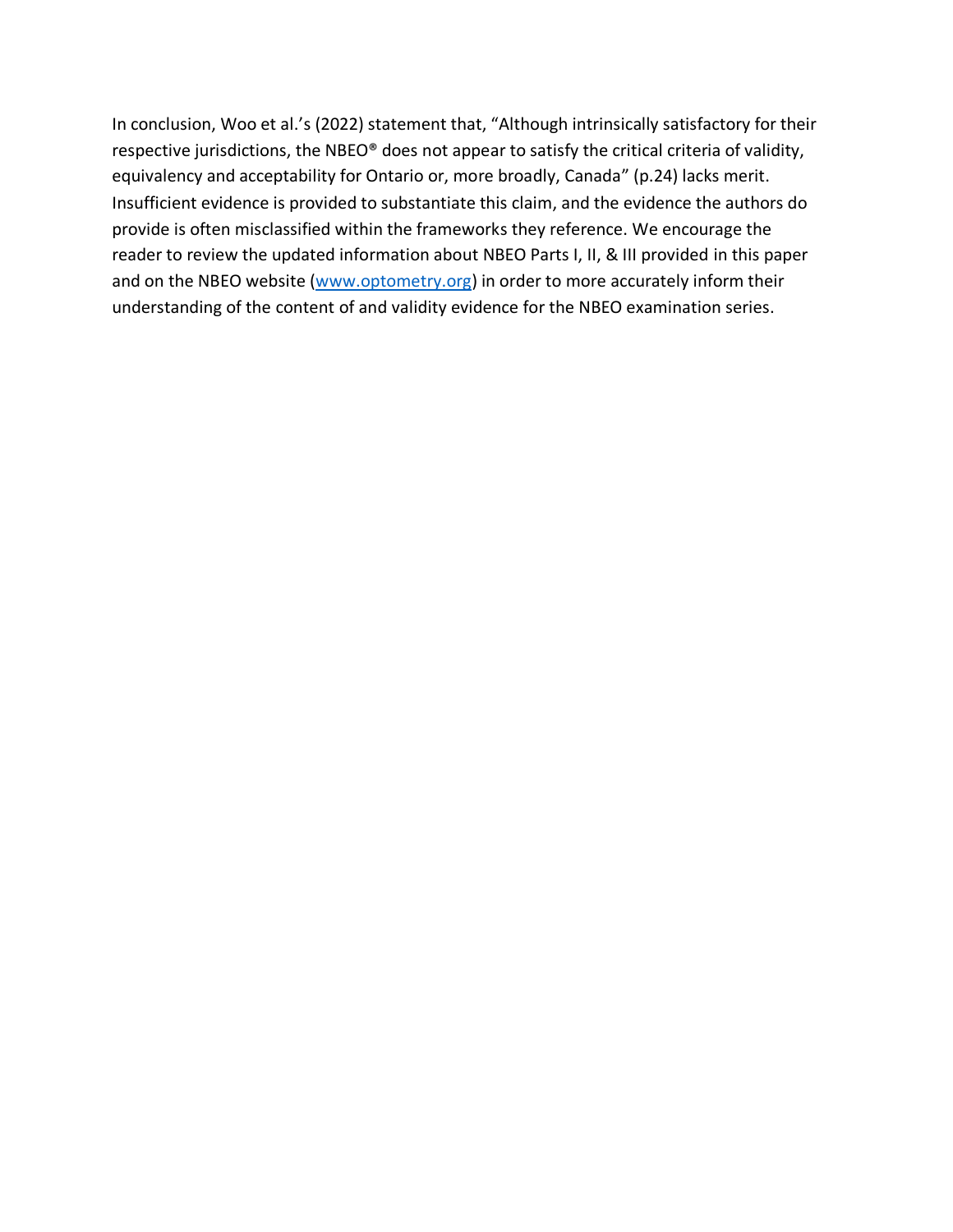In conclusion, Woo et al.'s (2022) statement that, "Although intrinsically satisfactory for their respective jurisdictions, the NBEO® does not appear to satisfy the critical criteria of validity, equivalency and acceptability for Ontario or, more broadly, Canada" (p.24) lacks merit. Insufficient evidence is provided to substantiate this claim, and the evidence the authors do provide is often misclassified within the frameworks they reference. We encourage the reader to review the updated information about NBEO Parts I, II, & III provided in this paper and on the NBEO website ([www.optometry.org](www.optometry.org)) in order to more accurately inform their understanding of the content of and validity evidence for the NBEO examination series.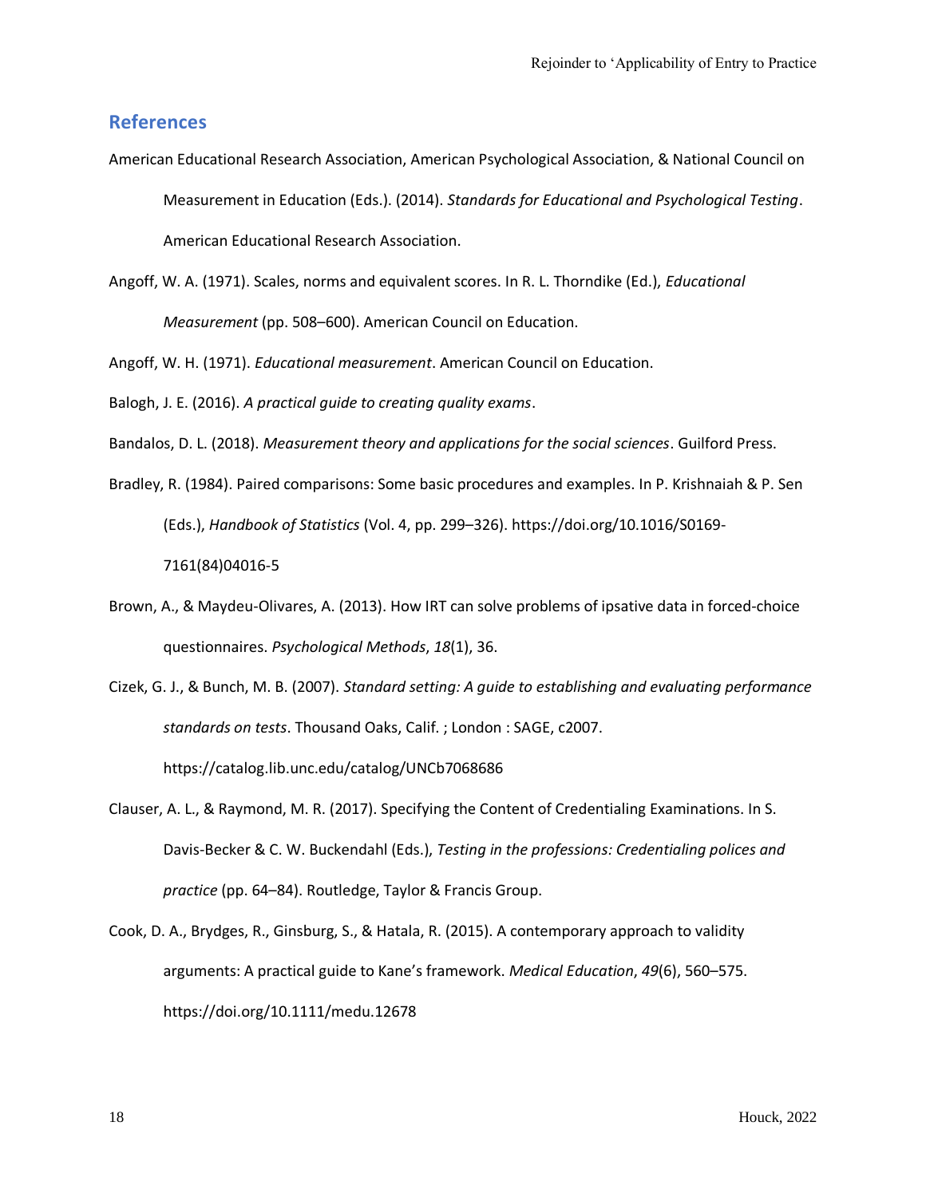## References

American Educational Research Association, American Psychological Association, & National Council on Measurement in Education (Eds.). (2014). *Standards for Educational and Psychological Testing*. American Educational Research Association.

Angoff, W. A. (1971). Scales, norms and equivalent scores. In R. L. Thorndike (Ed.), *Educational Measurement* (pp. 508–600). American Council on Education.

Angoff, W. H. (1971). *Educational measurement*. American Council on Education.

Balogh, J. E. (2016). *A practical guide to creating quality exams*.

Bandalos, D. L. (2018). *Measurement theory and applications for the social sciences*. Guilford Press.

Bradley, R. (1984). Paired comparisons: Some basic procedures and examples. In P. Krishnaiah & P. Sen (Eds.), *Handbook of Statistics* (Vol. 4, pp. 299–326). https://doi.org/10.1016/S0169-7161(84)04016-5

Brown, A., & Maydeu-Olivares, A. (2013). How IRT can solve problems of ipsative data in forced-choice questionnaires. *Psychological Methods*, *18*(1), 36.

Cizek, G. J., & Bunch, M. B. (2007). *Standard setting: A guide to establishing and evaluating performance standards on tests*. Thousand Oaks, Calif. ; London : SAGE, c2007. https://catalog.lib.unc.edu/catalog/UNCb7068686

Clauser, A. L., & Raymond, M. R. (2017). Specifying the Content of Credentialing Examinations. In S. Davis-Becker & C. W. Buckendahl (Eds.), *Testing in the professions: Credentialing polices and practice* (pp. 64–84). Routledge, Taylor & Francis Group.

Cook, D. A., Brydges, R., Ginsburg, S., & Hatala, R. (2015). A contemporary approach to validity arguments: A practical guide to Kane's framework. *Medical Education*, *49*(6), 560–575. https://doi.org/10.1111/medu.12678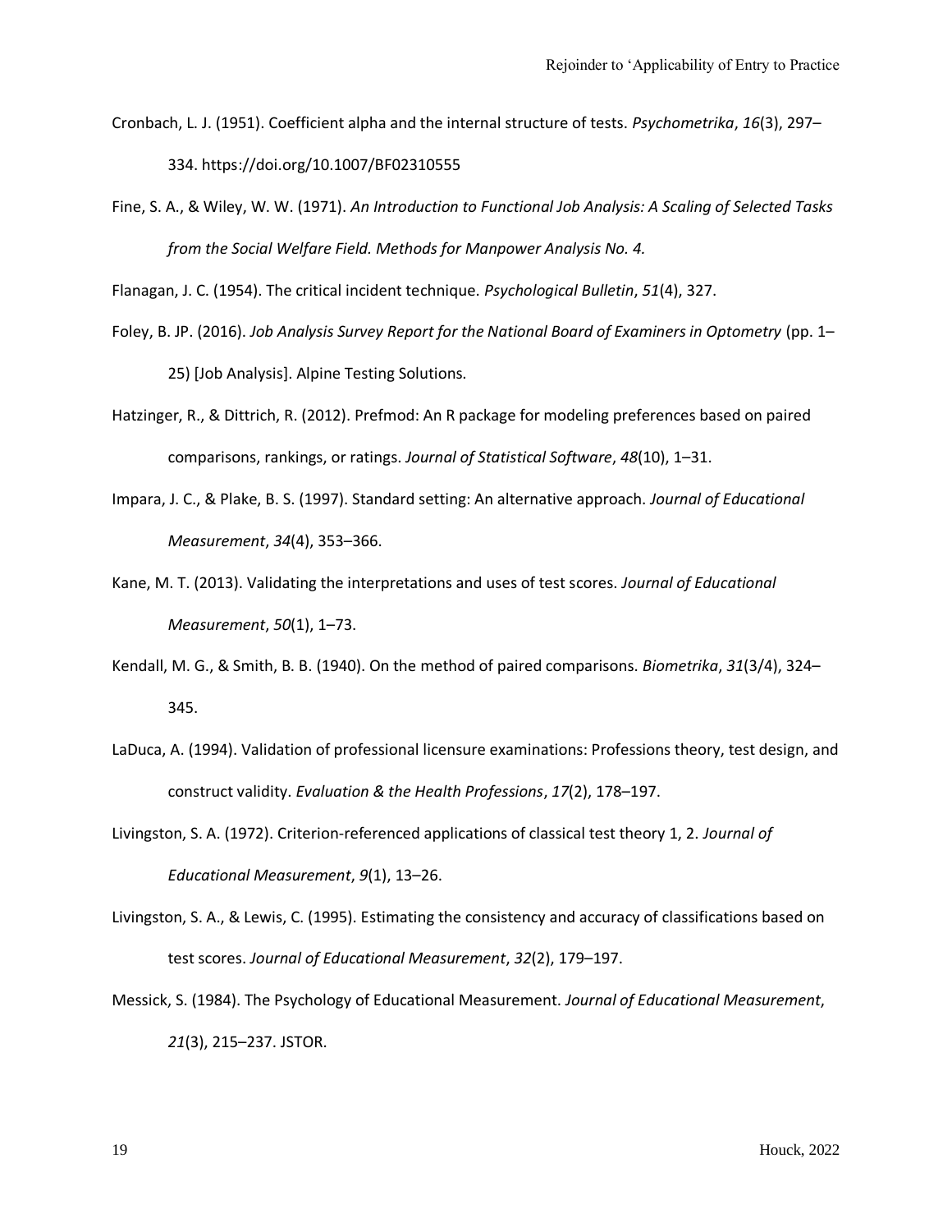Cronbach, L. J. (1951). Coefficient alpha and the internal structure of tests. *Psychometrika*, *16*(3), 297–334. https://doi.org/10.1007/BF02310555

Fine, S. A., & Wiley, W. W. (1971). *An Introduction to Functional Job Analysis: A Scaling of Selected Tasks from the Social Welfare Field. Methods for Manpower Analysis No. 4.*

Flanagan, J. C. (1954). The critical incident technique. *Psychological Bulletin*, *51*(4), 327.

Foley, B. JP. (2016). *Job Analysis Survey Report for the National Board of Examiners in Optometry* (pp. 1–25) [Job Analysis]. Alpine Testing Solutions.

Hatzinger, R., & Dittrich, R. (2012). Prefmod: An R package for modeling preferences based on paired comparisons, rankings, or ratings. *Journal of Statistical Software*, *48*(10), 1–31.

Impara, J. C., & Plake, B. S. (1997). Standard setting: An alternative approach. *Journal of Educational Measurement*, *34*(4), 353–366.

Kane, M. T. (2013). Validating the interpretations and uses of test scores. *Journal of Educational Measurement*, *50*(1), 1–73.

Kendall, M. G., & Smith, B. B. (1940). On the method of paired comparisons. *Biometrika*, *31*(3/4), 324–345.

LaDuca, A. (1994). Validation of professional licensure examinations: Professions theory, test design, and construct validity. *Evaluation & the Health Professions*, *17*(2), 178–197.

Livingston, S. A. (1972). Criterion-referenced applications of classical test theory 1, 2. *Journal of Educational Measurement*, *9*(1), 13–26.

Livingston, S. A., & Lewis, C. (1995). Estimating the consistency and accuracy of classifications based on test scores. *Journal of Educational Measurement*, *32*(2), 179–197.

Messick, S. (1984). The Psychology of Educational Measurement. *Journal of Educational Measurement*, *21*(3), 215–237. JSTOR.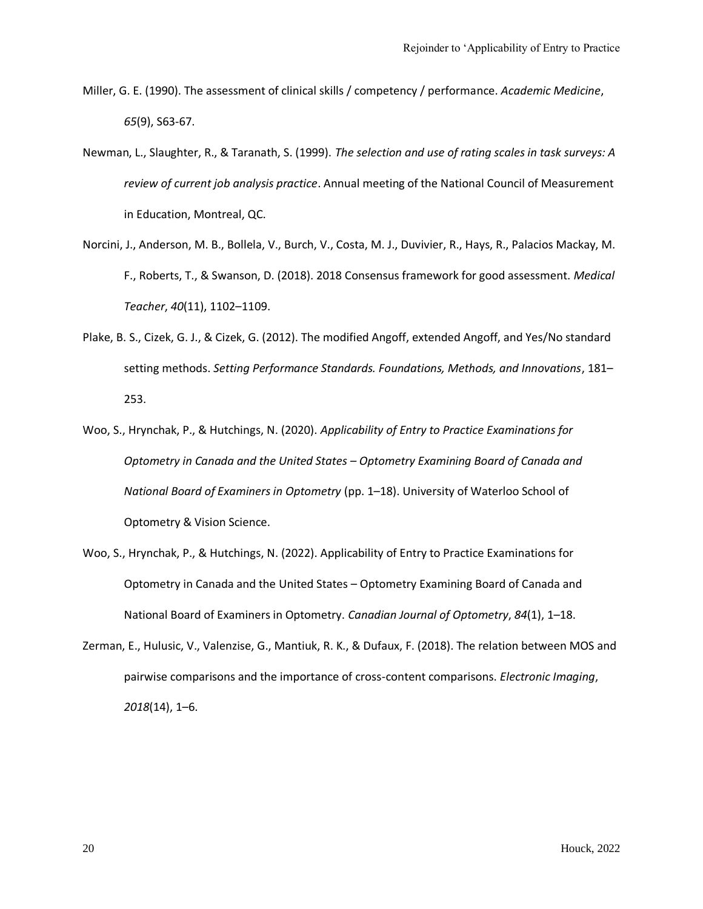Miller, G. E. (1990). The assessment of clinical skills / competency / performance. *Academic Medicine*, *65*(9), S63-67.

Newman, L., Slaughter, R., & Taranath, S. (1999). *The selection and use of rating scales in task surveys: A review of current job analysis practice*. Annual meeting of the National Council of Measurement in Education, Montreal, QC.

Norcini, J., Anderson, M. B., Bollela, V., Burch, V., Costa, M. J., Duvivier, R., Hays, R., Palacios Mackay, M. F., Roberts, T., & Swanson, D. (2018). 2018 Consensus framework for good assessment. *Medical Teacher*, *40*(11), 1102–1109.

Plake, B. S., Cizek, G. J., & Cizek, G. (2012). The modified Angoff, extended Angoff, and Yes/No standard setting methods. *Setting Performance Standards. Foundations, Methods, and Innovations*, 181–253.

Woo, S., Hrynchak, P., & Hutchings, N. (2020). *Applicability of Entry to Practice Examinations for Optometry in Canada and the United States – Optometry Examining Board of Canada and National Board of Examiners in Optometry* (pp. 1–18). University of Waterloo School of Optometry & Vision Science.

Woo, S., Hrynchak, P., & Hutchings, N. (2022). Applicability of Entry to Practice Examinations for Optometry in Canada and the United States – Optometry Examining Board of Canada and National Board of Examiners in Optometry. *Canadian Journal of Optometry*, *84*(1), 1–18.

Zerman, E., Hulusic, V., Valenzise, G., Mantiuk, R. K., & Dufaux, F. (2018). The relation between MOS and pairwise comparisons and the importance of cross-content comparisons. *Electronic Imaging*, *2018*(14), 1–6.